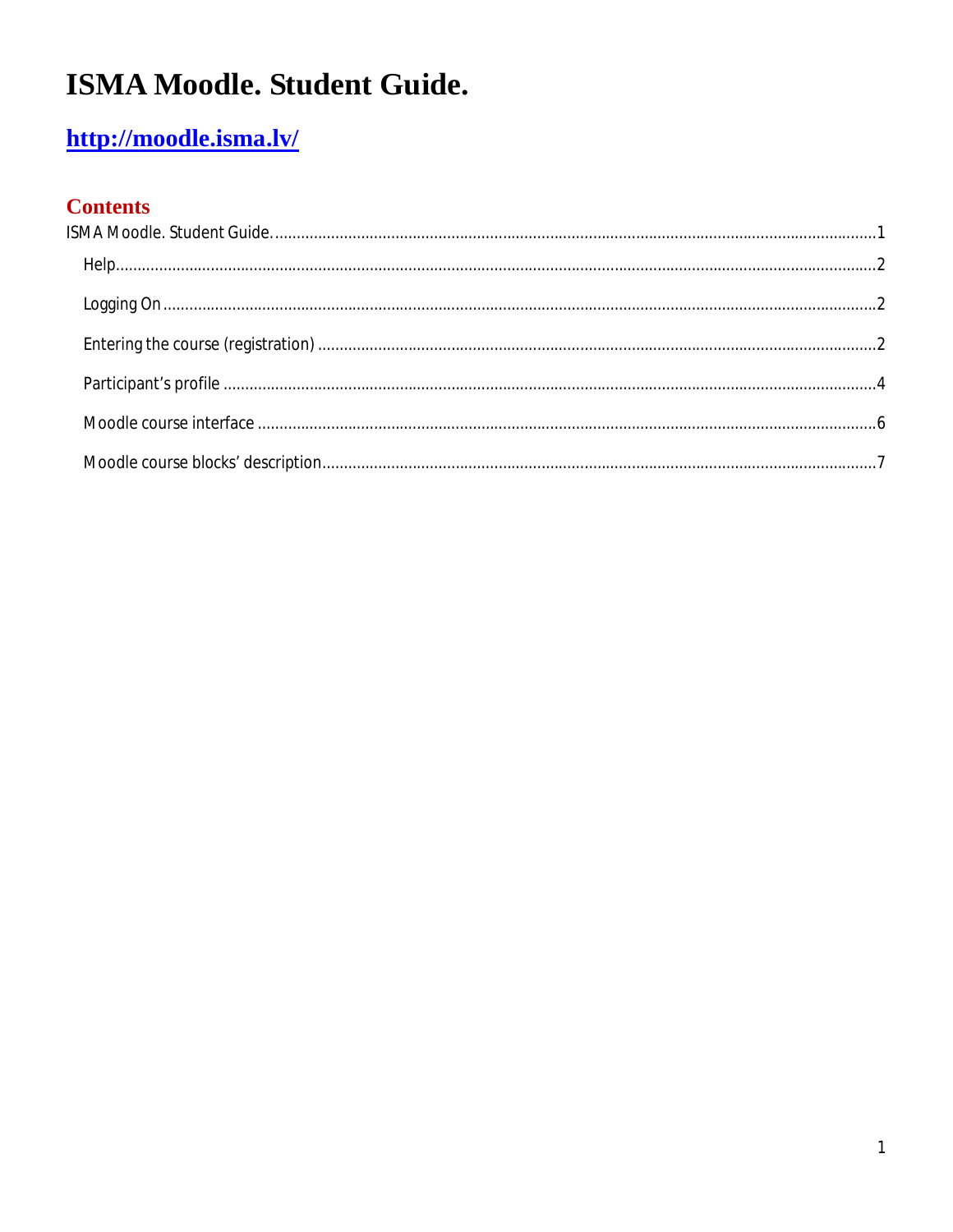# ISMA Moodle. Student Guide.

## http://moodle.isma.lv/

### Contents

ISMA Moodle. Student Guide. ........................................................ 1

- Help ........................................................ 2
- Logging On ........................................................ 2
- Entering the course (registration) ........................................................ 2
- Participant's profile ........................................................ 4
- Moodle course interface ........................................................ 6
- Moodle course blocks' description ........................................................ 7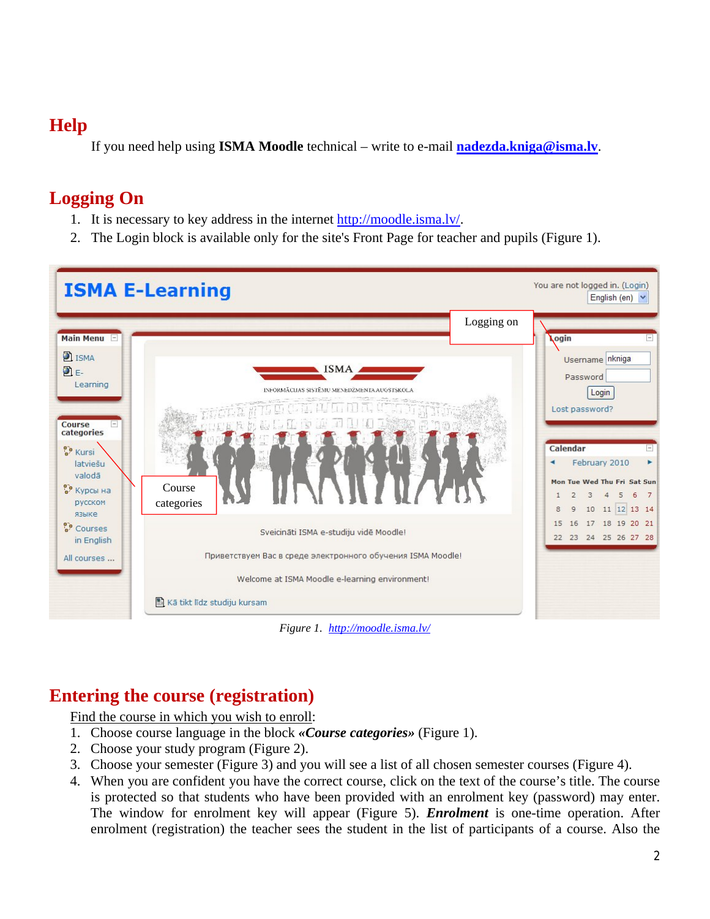## Help

If you need help using **ISMA Moodle** technical – write to e-mail **nadezda.kniga@isma.lv**.

## Logging On

1. It is necessary to key address in the internet http://moodle.isma.lv/.
2. The Login block is available only for the site's Front Page for teacher and pupils (Figure 1).

*Figure 1.* http://moodle.isma.lv/

## Entering the course (registration)

Find the course in which you wish to enroll:

1. Choose course language in the block ***«Course categories»*** (Figure 1).
2. Choose your study program (Figure 2).
3. Choose your semester (Figure 3) and you will see a list of all chosen semester courses (Figure 4).
4. When you are confident you have the correct course, click on the text of the course's title. The course is protected so that students who have been provided with an enrolment key (password) may enter. The window for enrolment key will appear (Figure 5). ***Enrolment*** is one-time operation. After enrolment (registration) the teacher sees the student in the list of participants of a course. Also the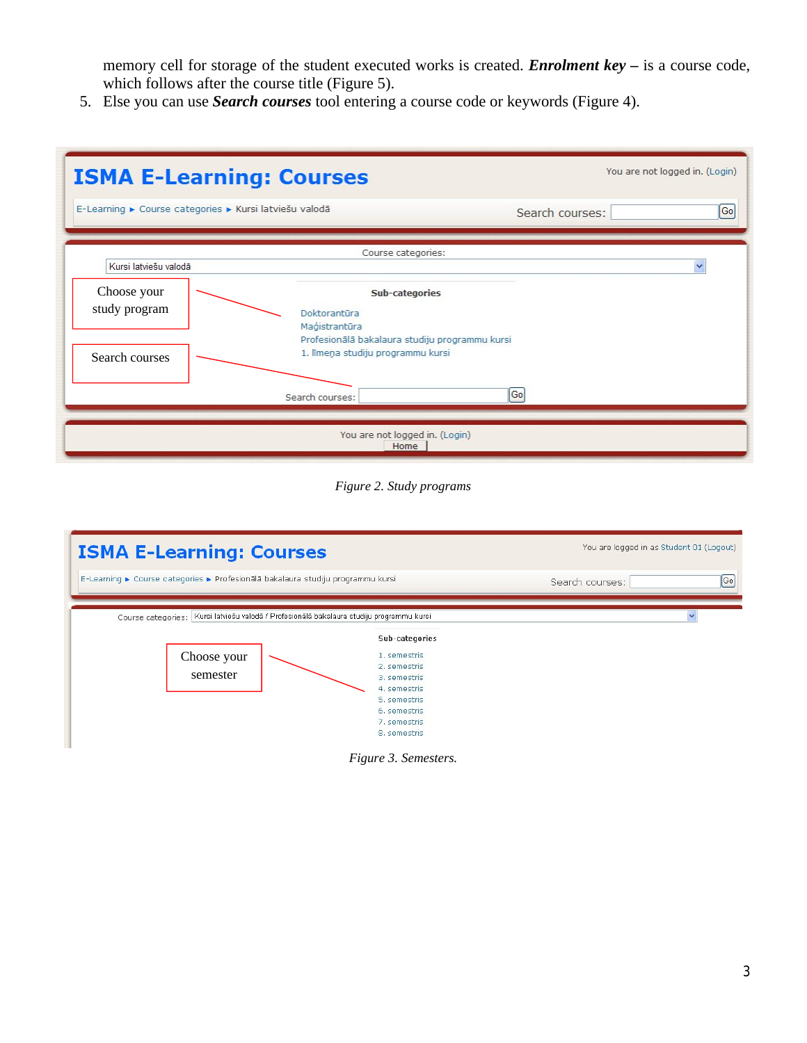memory cell for storage of the student executed works is created. ***Enrolment key*** **–** is a course code, which follows after the course title (Figure 5).

5. Else you can use ***Search courses*** tool entering a course code or keywords (Figure 4).

ISMA E-Learning: Courses

You are not logged in. (Login)

E-Learning ► Course categories ► Kursi latviešu valodā

Search courses: [ ] Go

Course categories: Kursi latviešu valodā

Choose your study program

Search courses

Sub-categories

Doktorantūra
Maģistrantūra
Profesionālā bakalaura studiju programmu kursi
1. līmeņa studiju programmu kursi

Search courses: [ ] Go

You are not logged in. (Login)

Home

*Figure 2. Study programs*

ISMA E-Learning: Courses

You are logged in as Student 01 (Logout)

E-Learning ► Course categories ► Profesionālā bakalaura studiju programmu kursi

Search courses: [ ] Go

Course categories: Kursi latviešu valodā / Profesionālā bakalaura studiju programmu kursi

Choose your semester

Sub-categories

1. semestris
2. semestris
3. semestris
4. semestris
5. semestris
6. semestris
7. semestris
8. semestris

*Figure 3. Semesters.*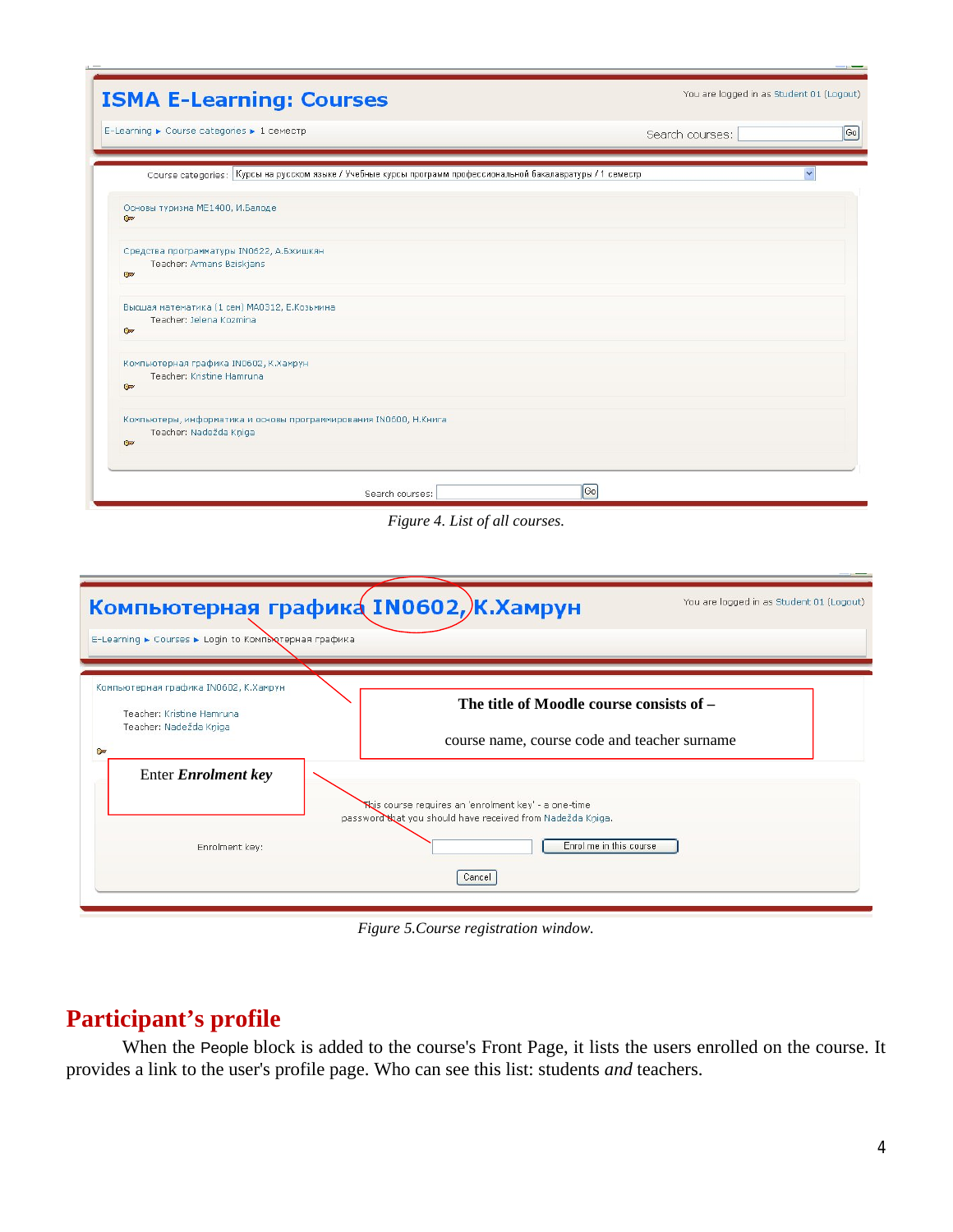ISMA E-Learning: Courses

You are logged in as Student 01 (Logout)

E-Learning ► Course categories ► 1 семестр

Search courses: [Go]

Course categories: Курсы на русском языке / Учебные курсы программ профессиональной бакалавратуры / 1 семестр

Основы туризма ME1400, И.Балоде

Средства программатуры IN0622, А.Бжишкян
Teacher: Armans Bziskjans

Высшая математика (1 сем) MA0312, Е.Козьмина
Teacher: Jelena Kozmina

Компьютерная графика IN0602, К.Хамрун
Teacher: Kristine Hamruna

Компьютеры, информатика и основы программирования IN0600, Н.Книга
Teacher: Nadežda Kņiga

Search courses: [Go]

*Figure 4. List of all courses.*

Компьютерная графика IN0602, К.Хамрун

You are logged in as Student 01 (Logout)

E-Learning ► Courses ► Login to Компьютерная графика

Компьютерная графика IN0602, К.Хамрун

Teacher: Kristine Hamruna
Teacher: Nadežda Kņiga

**The title of Moodle course consists of –**

course name, course code and teacher surname

Enter ***Enrolment key***

This course requires an 'enrolment key' - a one-time password that you should have received from Nadežda Kņiga.

Enrolment key: [Enrol me in this course]

[Cancel]

*Figure 5.Course registration window.*

## Participant's profile

When the People block is added to the course's Front Page, it lists the users enrolled on the course. It provides a link to the user's profile page. Who can see this list: students *and* teachers.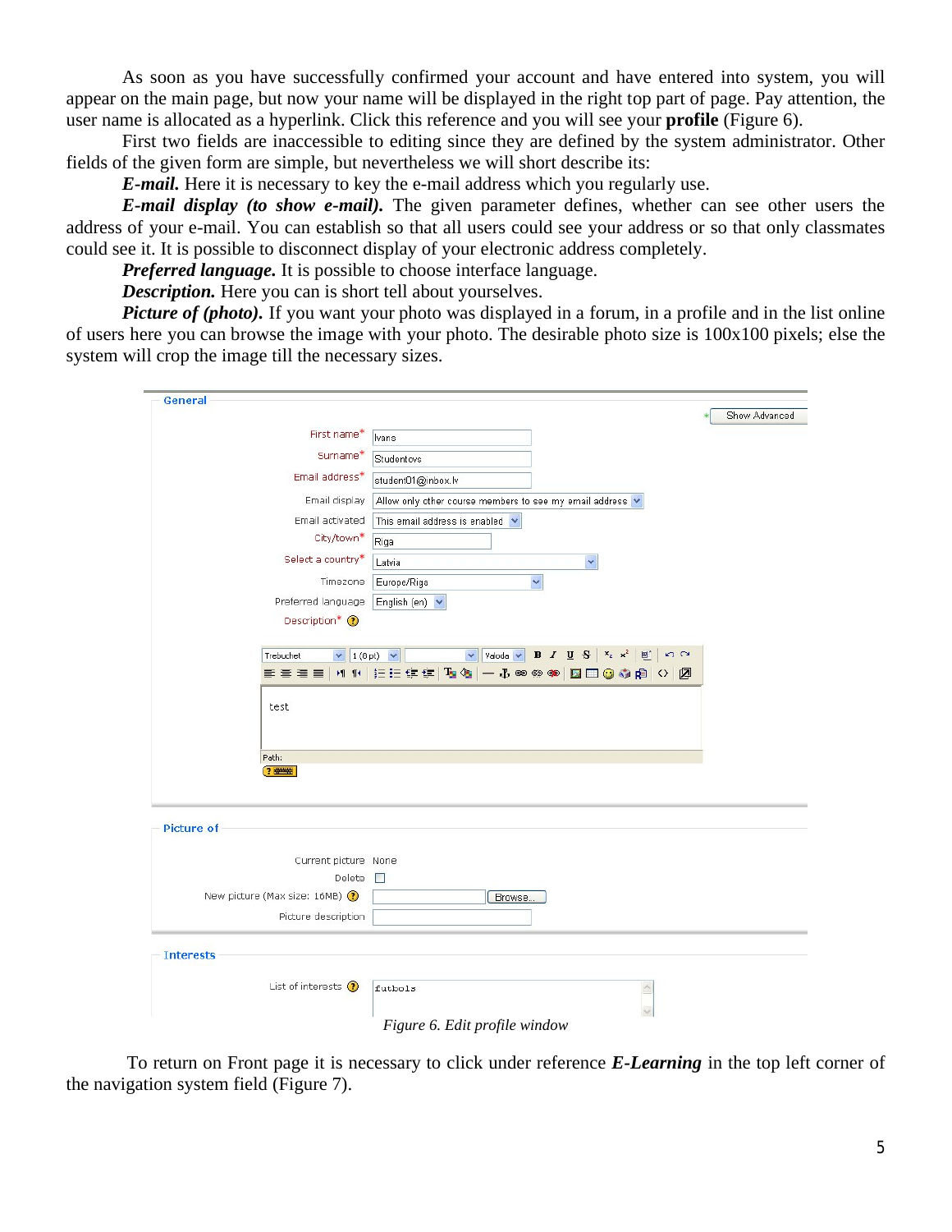As soon as you have successfully confirmed your account and have entered into system, you will appear on the main page, but now your name will be displayed in the right top part of page. Pay attention, the user name is allocated as a hyperlink. Click this reference and you will see your **profile** (Figure 6).

First two fields are inaccessible to editing since they are defined by the system administrator. Other fields of the given form are simple, but nevertheless we will short describe its:

***E-mail.*** Here it is necessary to key the e-mail address which you regularly use.

***E-mail display (to show e-mail).*** The given parameter defines, whether can see other users the address of your e-mail. You can establish so that all users could see your address or so that only classmates could see it. It is possible to disconnect display of your electronic address completely.

***Preferred language.*** It is possible to choose interface language.

***Description.*** Here you can is short tell about yourselves.

***Picture of (photo).*** If you want your photo was displayed in a forum, in a profile and in the list online of users here you can browse the image with your photo. The desirable photo size is 100x100 pixels; else the system will crop the image till the necessary sizes.

*Figure 6. Edit profile window*

To return on Front page it is necessary to click under reference ***E-Learning*** in the top left corner of the navigation system field (Figure 7).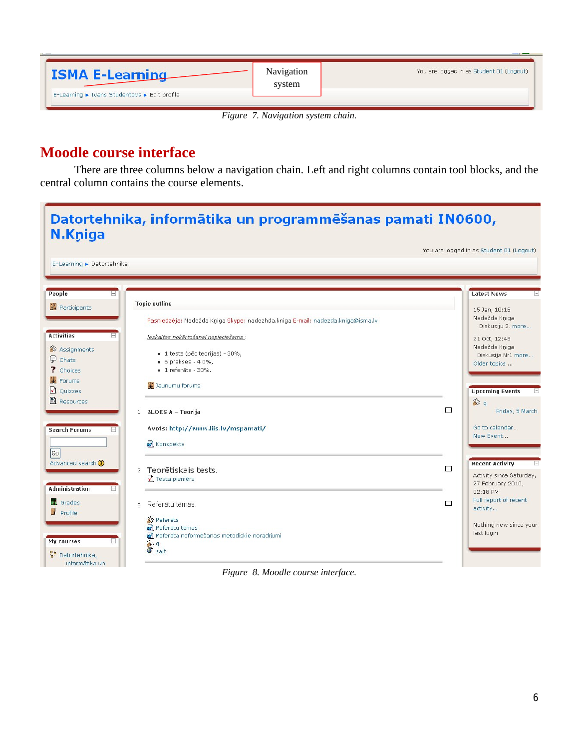Figure 7. Navigation system chain.

## Moodle course interface

There are three columns below a navigation chain. Left and right columns contain tool blocks, and the central column contains the course elements.

Figure 8. Moodle course interface.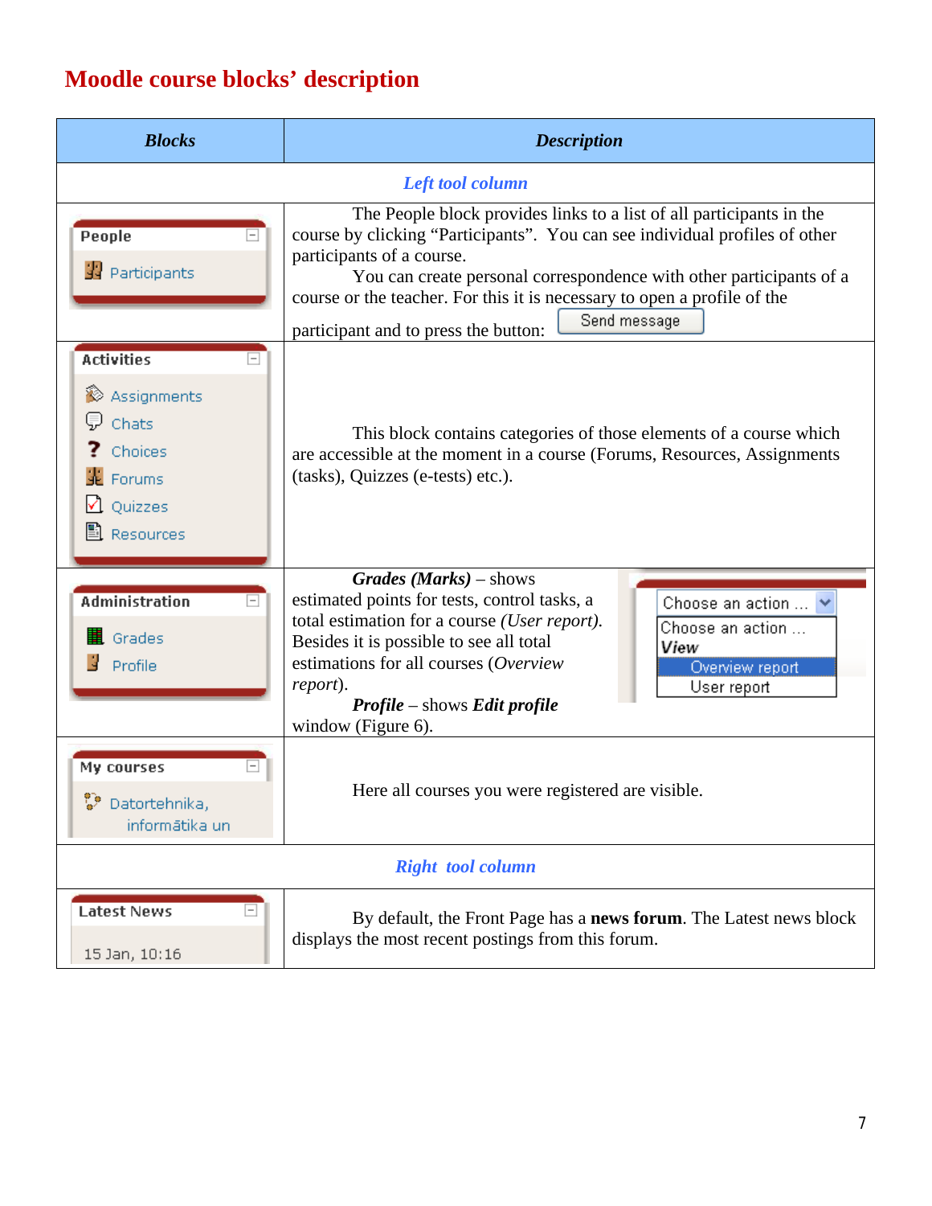# Moodle course blocks' description

| *Blocks* | *Description* |
|---|---|
| *Left tool column* | |
| People<br>Participants | The People block provides links to a list of all participants in the course by clicking "Participants". You can see individual profiles of other participants of a course.<br>You can create personal correspondence with other participants of a course or the teacher. For this it is necessary to open a profile of the participant and to press the button: Send message |
| Activities<br>Assignments<br>Chats<br>Choices<br>Forums<br>Quizzes<br>Resources | This block contains categories of those elements of a course which are accessible at the moment in a course (Forums, Resources, Assignments (tasks), Quizzes (e-tests) etc.). |
| Administration<br>Grades<br>Profile | ***Grades (Marks)*** – shows estimated points for tests, control tasks, a total estimation for a course *(User report).* Besides it is possible to see all total estimations for all courses (*Overview report*).<br>***Profile*** – shows ***Edit profile*** window (Figure 6).<br>Choose an action ... / View / Overview report / User report |
| My courses<br>Datortehnika, informātika un | Here all courses you were registered are visible. |
| *Right tool column* | |
| Latest News<br>15 Jan, 10:16 | By default, the Front Page has a **news forum**. The Latest news block displays the most recent postings from this forum. |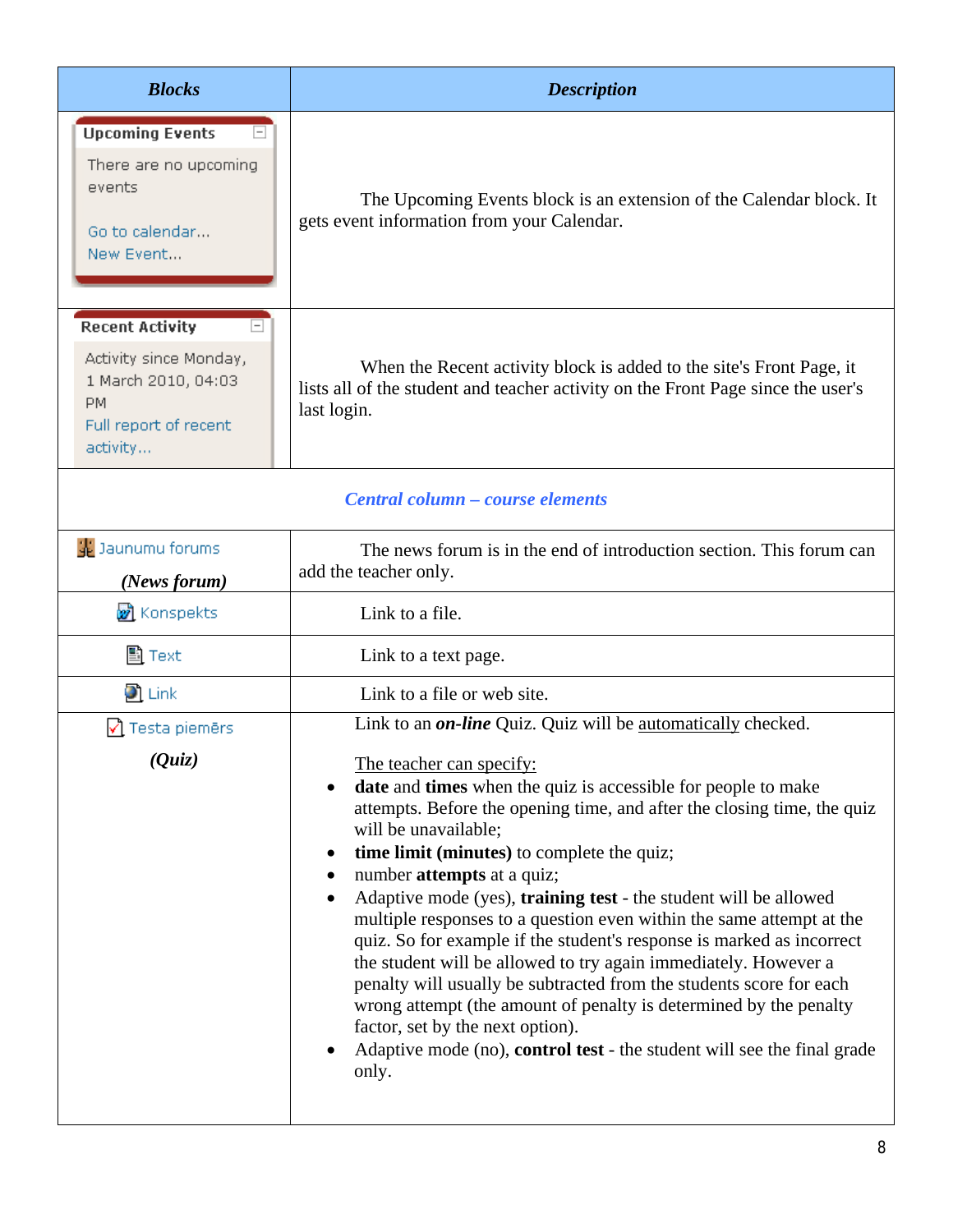| *Blocks* | *Description* |
|---|---|
| **Upcoming Events**<br>There are no upcoming events<br>Go to calendar...<br>New Event... | The Upcoming Events block is an extension of the Calendar block. It gets event information from your Calendar. |
| **Recent Activity**<br>Activity since Monday, 1 March 2010, 04:03 PM<br>Full report of recent activity... | When the Recent activity block is added to the site's Front Page, it lists all of the student and teacher activity on the Front Page since the user's last login. |
| ***Central column – course elements*** | |
| Jaunumu forums<br>***(News forum)*** | The news forum is in the end of introduction section. This forum can add the teacher only. |
| Konspekts | Link to a file. |
| Text | Link to a text page. |
| Link | Link to a file or web site. |
| Testa piemērs<br>***(Quiz)*** | Link to an ***on-line*** Quiz. Quiz will be <u>automatically</u> checked.<br><br><u>The teacher can specify:</u><br>• **date** and **times** when the quiz is accessible for people to make attempts. Before the opening time, and after the closing time, the quiz will be unavailable;<br>• **time limit (minutes)** to complete the quiz;<br>• number **attempts** at a quiz;<br>• Adaptive mode (yes), **training test** - the student will be allowed multiple responses to a question even within the same attempt at the quiz. So for example if the student's response is marked as incorrect the student will be allowed to try again immediately. However a penalty will usually be subtracted from the students score for each wrong attempt (the amount of penalty is determined by the penalty factor, set by the next option).<br>• Adaptive mode (no), **control test** - the student will see the final grade only. |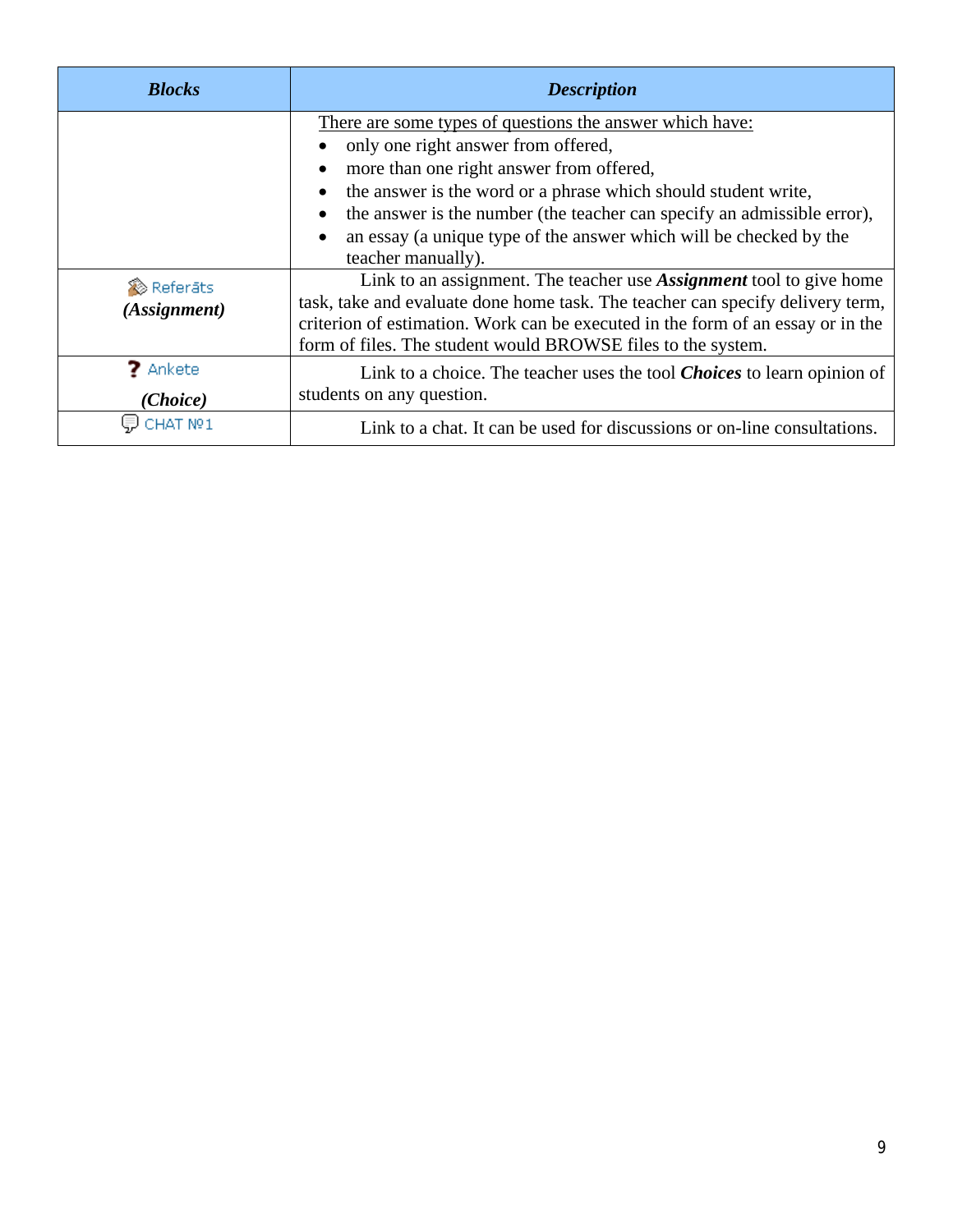| *Blocks* | *Description* |
|---|---|
| | There are some types of questions the answer which have:<br>• only one right answer from offered,<br>• more than one right answer from offered,<br>• the answer is the word or a phrase which should student write,<br>• the answer is the number (the teacher can specify an admissible error),<br>• an essay (a unique type of the answer which will be checked by the teacher manually). |
| Referāts<br>*(Assignment)* | Link to an assignment. The teacher use ***Assignment*** tool to give home task, take and evaluate done home task. The teacher can specify delivery term, criterion of estimation. Work can be executed in the form of an essay or in the form of files. The student would BROWSE files to the system. |
| Ankete<br>*(Choice)* | Link to a choice. The teacher uses the tool ***Choices*** to learn opinion of students on any question. |
| CHAT №1 | Link to a chat. It can be used for discussions or on-line consultations. |